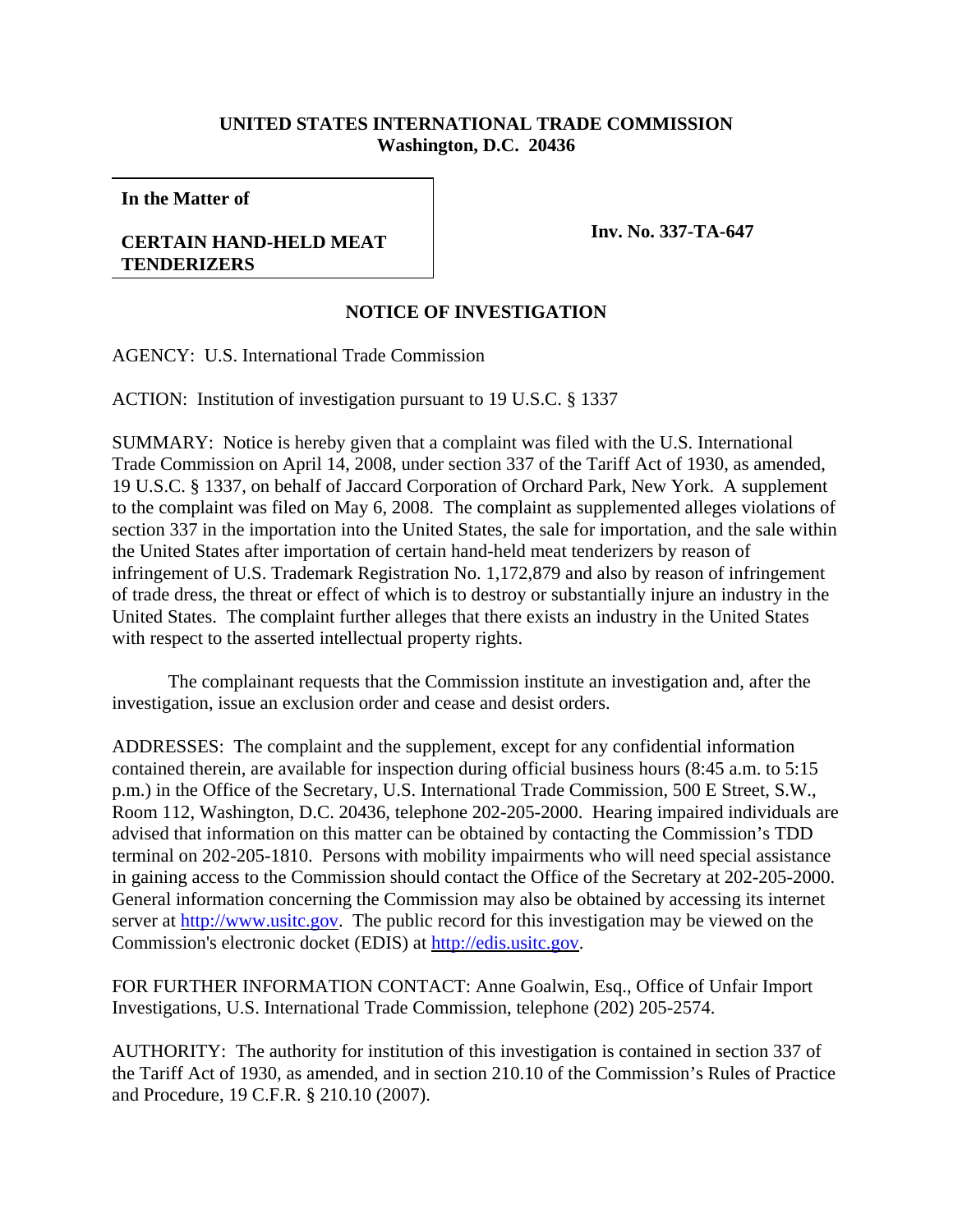**UNITED STATES INTERNATIONAL TRADE COMMISSION**
**Washington, D.C. 20436**

**In the Matter of**

**CERTAIN HAND-HELD MEAT TENDERIZERS**

**Inv. No. 337-TA-647**

## NOTICE OF INVESTIGATION

AGENCY: U.S. International Trade Commission

ACTION: Institution of investigation pursuant to 19 U.S.C. § 1337

SUMMARY: Notice is hereby given that a complaint was filed with the U.S. International Trade Commission on April 14, 2008, under section 337 of the Tariff Act of 1930, as amended, 19 U.S.C. § 1337, on behalf of Jaccard Corporation of Orchard Park, New York. A supplement to the complaint was filed on May 6, 2008. The complaint as supplemented alleges violations of section 337 in the importation into the United States, the sale for importation, and the sale within the United States after importation of certain hand-held meat tenderizers by reason of infringement of U.S. Trademark Registration No. 1,172,879 and also by reason of infringement of trade dress, the threat or effect of which is to destroy or substantially injure an industry in the United States. The complaint further alleges that there exists an industry in the United States with respect to the asserted intellectual property rights.

The complainant requests that the Commission institute an investigation and, after the investigation, issue an exclusion order and cease and desist orders.

ADDRESSES: The complaint and the supplement, except for any confidential information contained therein, are available for inspection during official business hours (8:45 a.m. to 5:15 p.m.) in the Office of the Secretary, U.S. International Trade Commission, 500 E Street, S.W., Room 112, Washington, D.C. 20436, telephone 202-205-2000. Hearing impaired individuals are advised that information on this matter can be obtained by contacting the Commission's TDD terminal on 202-205-1810. Persons with mobility impairments who will need special assistance in gaining access to the Commission should contact the Office of the Secretary at 202-205-2000. General information concerning the Commission may also be obtained by accessing its internet server at http://www.usitc.gov. The public record for this investigation may be viewed on the Commission's electronic docket (EDIS) at http://edis.usitc.gov.

FOR FURTHER INFORMATION CONTACT: Anne Goalwin, Esq., Office of Unfair Import Investigations, U.S. International Trade Commission, telephone (202) 205-2574.

AUTHORITY: The authority for institution of this investigation is contained in section 337 of the Tariff Act of 1930, as amended, and in section 210.10 of the Commission's Rules of Practice and Procedure, 19 C.F.R. § 210.10 (2007).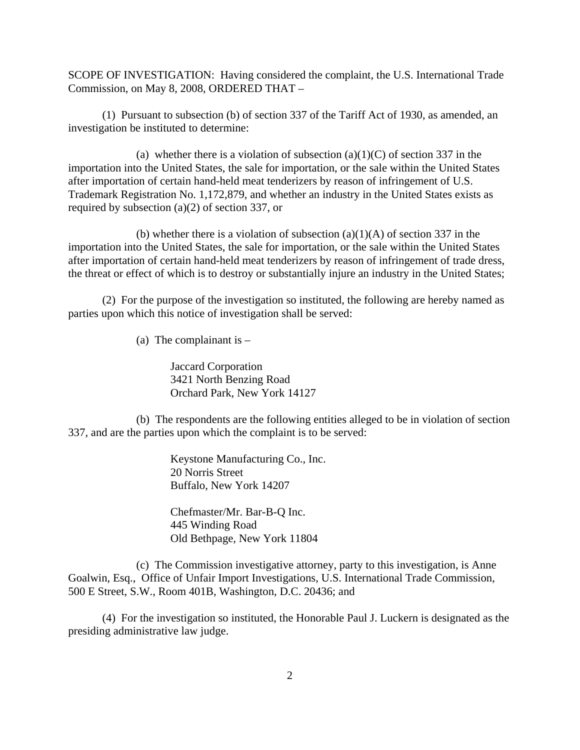SCOPE OF INVESTIGATION: Having considered the complaint, the U.S. International Trade Commission, on May 8, 2008, ORDERED THAT –

(1) Pursuant to subsection (b) of section 337 of the Tariff Act of 1930, as amended, an investigation be instituted to determine:

(a) whether there is a violation of subsection (a)(1)(C) of section 337 in the importation into the United States, the sale for importation, or the sale within the United States after importation of certain hand-held meat tenderizers by reason of infringement of U.S. Trademark Registration No. 1,172,879, and whether an industry in the United States exists as required by subsection (a)(2) of section 337, or

(b) whether there is a violation of subsection (a)(1)(A) of section 337 in the importation into the United States, the sale for importation, or the sale within the United States after importation of certain hand-held meat tenderizers by reason of infringement of trade dress, the threat or effect of which is to destroy or substantially injure an industry in the United States;

(2) For the purpose of the investigation so instituted, the following are hereby named as parties upon which this notice of investigation shall be served:

(a) The complainant is –

Jaccard Corporation
3421 North Benzing Road
Orchard Park, New York 14127

(b) The respondents are the following entities alleged to be in violation of section 337, and are the parties upon which the complaint is to be served:

Keystone Manufacturing Co., Inc.
20 Norris Street
Buffalo, New York 14207

Chefmaster/Mr. Bar-B-Q Inc.
445 Winding Road
Old Bethpage, New York 11804

(c) The Commission investigative attorney, party to this investigation, is Anne Goalwin, Esq., Office of Unfair Import Investigations, U.S. International Trade Commission, 500 E Street, S.W., Room 401B, Washington, D.C. 20436; and

(4) For the investigation so instituted, the Honorable Paul J. Luckern is designated as the presiding administrative law judge.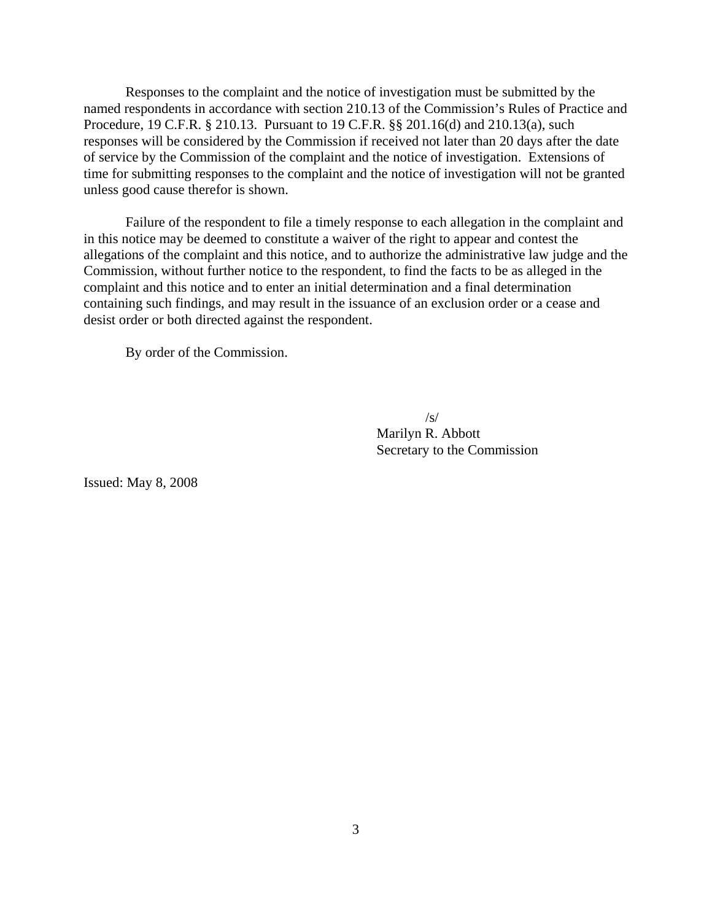Responses to the complaint and the notice of investigation must be submitted by the named respondents in accordance with section 210.13 of the Commission's Rules of Practice and Procedure, 19 C.F.R. § 210.13. Pursuant to 19 C.F.R. §§ 201.16(d) and 210.13(a), such responses will be considered by the Commission if received not later than 20 days after the date of service by the Commission of the complaint and the notice of investigation. Extensions of time for submitting responses to the complaint and the notice of investigation will not be granted unless good cause therefor is shown.

Failure of the respondent to file a timely response to each allegation in the complaint and in this notice may be deemed to constitute a waiver of the right to appear and contest the allegations of the complaint and this notice, and to authorize the administrative law judge and the Commission, without further notice to the respondent, to find the facts to be as alleged in the complaint and this notice and to enter an initial determination and a final determination containing such findings, and may result in the issuance of an exclusion order or a cease and desist order or both directed against the respondent.

By order of the Commission.

/s/
Marilyn R. Abbott
Secretary to the Commission

Issued: May 8, 2008